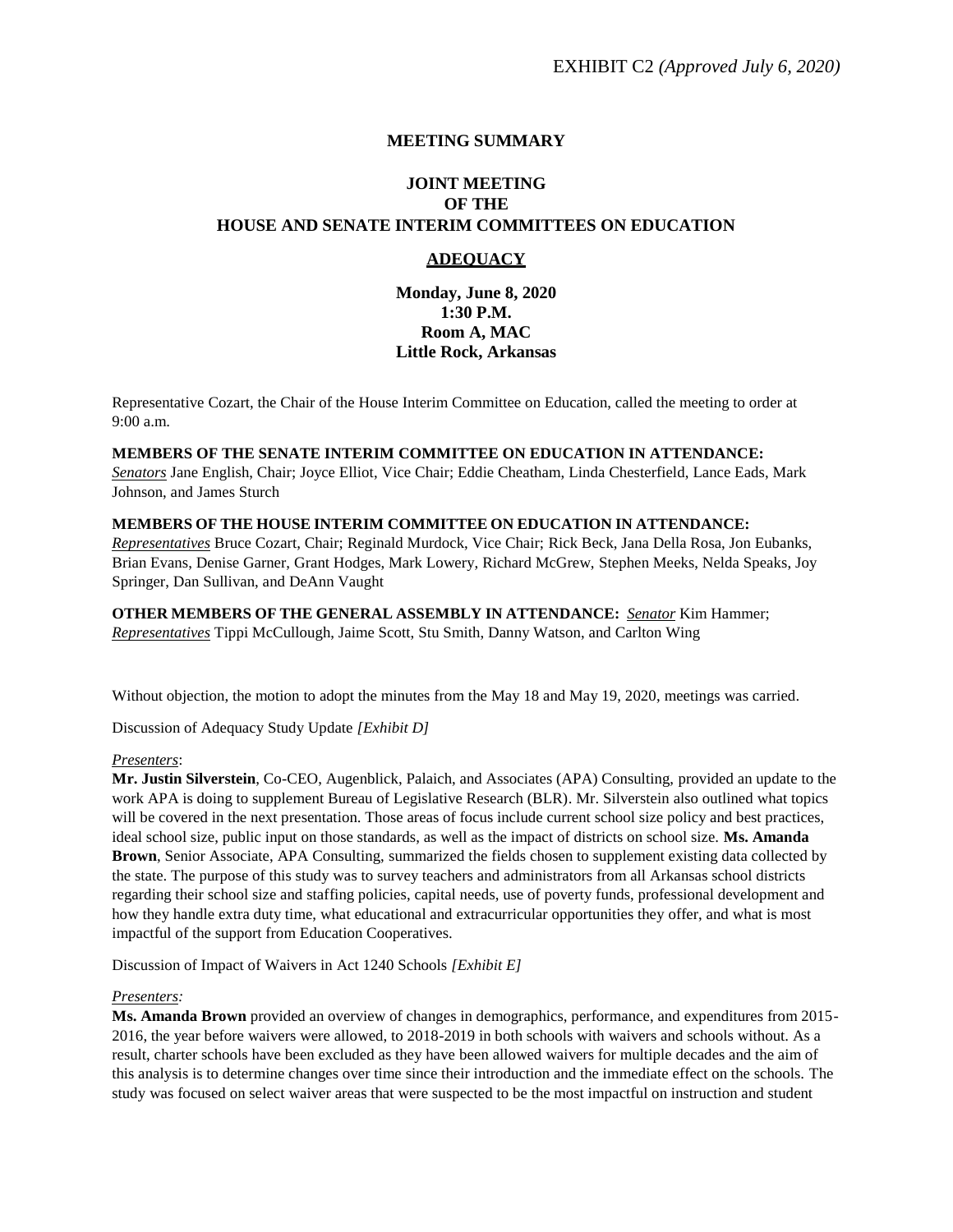EXHIBIT C2 *(Approved July 6, 2020)*

**MEETING SUMMARY**

**JOINT MEETING**
**OF THE**
**HOUSE AND SENATE INTERIM COMMITTEES ON EDUCATION**

**ADEQUACY**

**Monday, June 8, 2020**
**1:30 P.M.**
**Room A, MAC**
**Little Rock, Arkansas**

Representative Cozart, the Chair of the House Interim Committee on Education, called the meeting to order at 9:00 a.m.

**MEMBERS OF THE SENATE INTERIM COMMITTEE ON EDUCATION IN ATTENDANCE:**
*Senators* Jane English, Chair; Joyce Elliot, Vice Chair; Eddie Cheatham, Linda Chesterfield, Lance Eads, Mark Johnson, and James Sturch

**MEMBERS OF THE HOUSE INTERIM COMMITTEE ON EDUCATION IN ATTENDANCE:**
*Representatives* Bruce Cozart, Chair; Reginald Murdock, Vice Chair; Rick Beck, Jana Della Rosa, Jon Eubanks, Brian Evans, Denise Garner, Grant Hodges, Mark Lowery, Richard McGrew, Stephen Meeks, Nelda Speaks, Joy Springer, Dan Sullivan, and DeAnn Vaught

**OTHER MEMBERS OF THE GENERAL ASSEMBLY IN ATTENDANCE:** *Senator* Kim Hammer; *Representatives* Tippi McCullough, Jaime Scott, Stu Smith, Danny Watson, and Carlton Wing

Without objection, the motion to adopt the minutes from the May 18 and May 19, 2020, meetings was carried.

Discussion of Adequacy Study Update *[Exhibit D]*

*Presenters*:
**Mr. Justin Silverstein**, Co-CEO, Augenblick, Palaich, and Associates (APA) Consulting, provided an update to the work APA is doing to supplement Bureau of Legislative Research (BLR). Mr. Silverstein also outlined what topics will be covered in the next presentation. Those areas of focus include current school size policy and best practices, ideal school size, public input on those standards, as well as the impact of districts on school size. **Ms. Amanda Brown**, Senior Associate, APA Consulting, summarized the fields chosen to supplement existing data collected by the state. The purpose of this study was to survey teachers and administrators from all Arkansas school districts regarding their school size and staffing policies, capital needs, use of poverty funds, professional development and how they handle extra duty time, what educational and extracurricular opportunities they offer, and what is most impactful of the support from Education Cooperatives.

Discussion of Impact of Waivers in Act 1240 Schools *[Exhibit E]*

*Presenters:*
**Ms. Amanda Brown** provided an overview of changes in demographics, performance, and expenditures from 2015-2016, the year before waivers were allowed, to 2018-2019 in both schools with waivers and schools without. As a result, charter schools have been excluded as they have been allowed waivers for multiple decades and the aim of this analysis is to determine changes over time since their introduction and the immediate effect on the schools. The study was focused on select waiver areas that were suspected to be the most impactful on instruction and student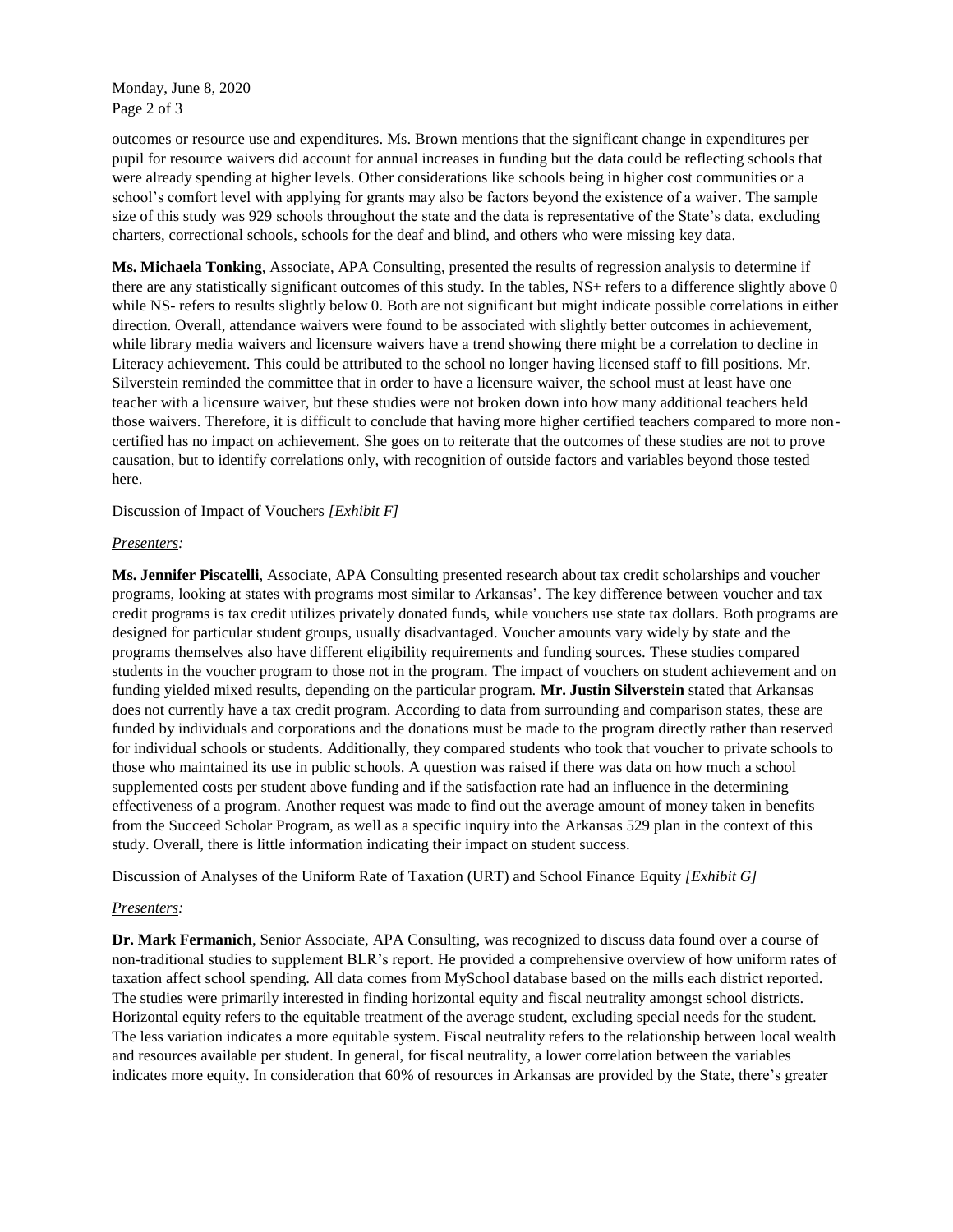outcomes or resource use and expenditures. Ms. Brown mentions that the significant change in expenditures per pupil for resource waivers did account for annual increases in funding but the data could be reflecting schools that were already spending at higher levels. Other considerations like schools being in higher cost communities or a school's comfort level with applying for grants may also be factors beyond the existence of a waiver. The sample size of this study was 929 schools throughout the state and the data is representative of the State's data, excluding charters, correctional schools, schools for the deaf and blind, and others who were missing key data.

**Ms. Michaela Tonking**, Associate, APA Consulting, presented the results of regression analysis to determine if there are any statistically significant outcomes of this study. In the tables, NS+ refers to a difference slightly above 0 while NS- refers to results slightly below 0. Both are not significant but might indicate possible correlations in either direction. Overall, attendance waivers were found to be associated with slightly better outcomes in achievement, while library media waivers and licensure waivers have a trend showing there might be a correlation to decline in Literacy achievement. This could be attributed to the school no longer having licensed staff to fill positions. Mr. Silverstein reminded the committee that in order to have a licensure waiver, the school must at least have one teacher with a licensure waiver, but these studies were not broken down into how many additional teachers held those waivers. Therefore, it is difficult to conclude that having more higher certified teachers compared to more non-certified has no impact on achievement. She goes on to reiterate that the outcomes of these studies are not to prove causation, but to identify correlations only, with recognition of outside factors and variables beyond those tested here.

Discussion of Impact of Vouchers *[Exhibit F]*

*Presenters:*

**Ms. Jennifer Piscatelli**, Associate, APA Consulting presented research about tax credit scholarships and voucher programs, looking at states with programs most similar to Arkansas'. The key difference between voucher and tax credit programs is tax credit utilizes privately donated funds, while vouchers use state tax dollars. Both programs are designed for particular student groups, usually disadvantaged. Voucher amounts vary widely by state and the programs themselves also have different eligibility requirements and funding sources. These studies compared students in the voucher program to those not in the program. The impact of vouchers on student achievement and on funding yielded mixed results, depending on the particular program. **Mr. Justin Silverstein** stated that Arkansas does not currently have a tax credit program. According to data from surrounding and comparison states, these are funded by individuals and corporations and the donations must be made to the program directly rather than reserved for individual schools or students. Additionally, they compared students who took that voucher to private schools to those who maintained its use in public schools. A question was raised if there was data on how much a school supplemented costs per student above funding and if the satisfaction rate had an influence in the determining effectiveness of a program. Another request was made to find out the average amount of money taken in benefits from the Succeed Scholar Program, as well as a specific inquiry into the Arkansas 529 plan in the context of this study. Overall, there is little information indicating their impact on student success.

Discussion of Analyses of the Uniform Rate of Taxation (URT) and School Finance Equity *[Exhibit G]*

*Presenters:*

**Dr. Mark Fermanich**, Senior Associate, APA Consulting, was recognized to discuss data found over a course of non-traditional studies to supplement BLR's report. He provided a comprehensive overview of how uniform rates of taxation affect school spending. All data comes from MySchool database based on the mills each district reported. The studies were primarily interested in finding horizontal equity and fiscal neutrality amongst school districts. Horizontal equity refers to the equitable treatment of the average student, excluding special needs for the student. The less variation indicates a more equitable system. Fiscal neutrality refers to the relationship between local wealth and resources available per student. In general, for fiscal neutrality, a lower correlation between the variables indicates more equity. In consideration that 60% of resources in Arkansas are provided by the State, there's greater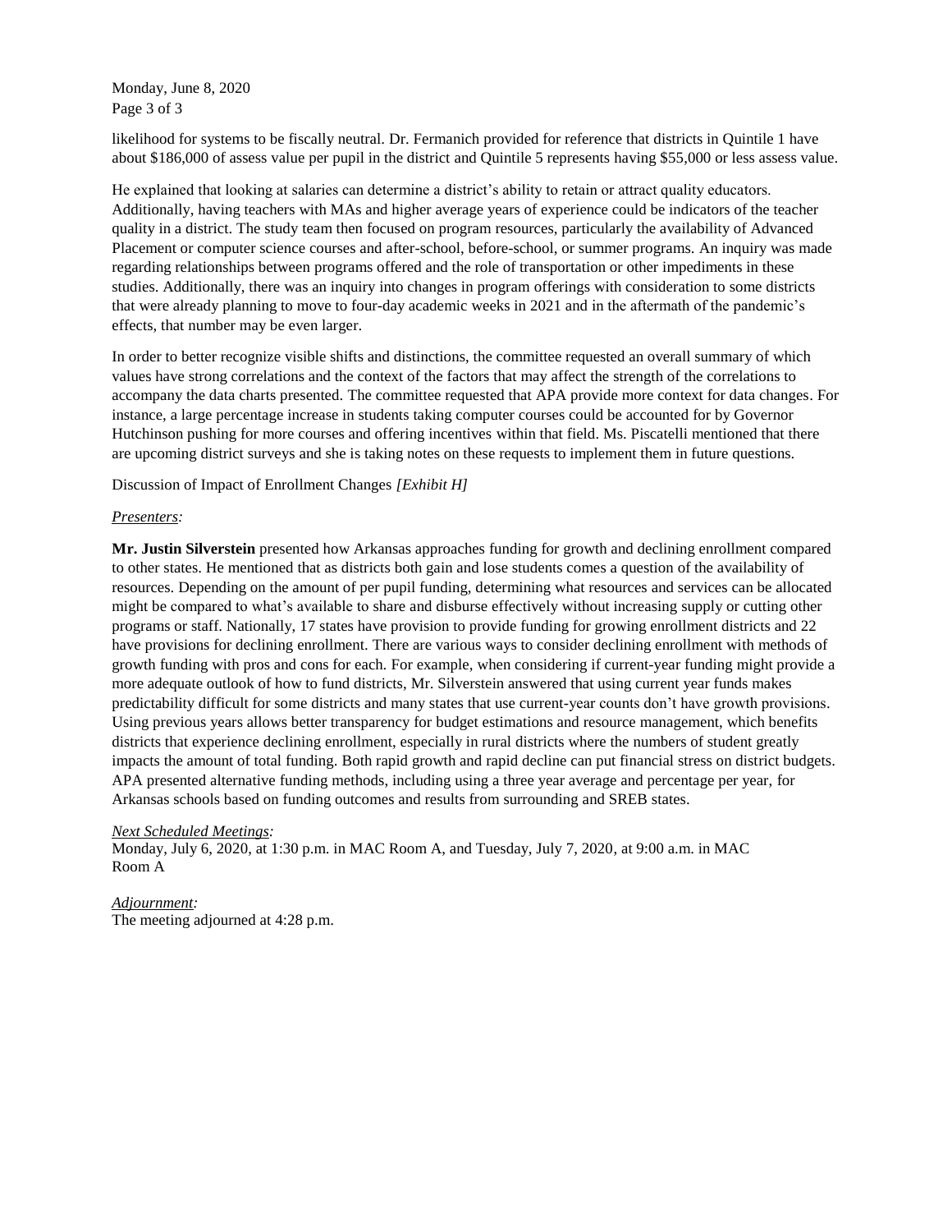likelihood for systems to be fiscally neutral. Dr. Fermanich provided for reference that districts in Quintile 1 have about $186,000 of assess value per pupil in the district and Quintile 5 represents having $55,000 or less assess value.

He explained that looking at salaries can determine a district's ability to retain or attract quality educators. Additionally, having teachers with MAs and higher average years of experience could be indicators of the teacher quality in a district. The study team then focused on program resources, particularly the availability of Advanced Placement or computer science courses and after-school, before-school, or summer programs. An inquiry was made regarding relationships between programs offered and the role of transportation or other impediments in these studies. Additionally, there was an inquiry into changes in program offerings with consideration to some districts that were already planning to move to four-day academic weeks in 2021 and in the aftermath of the pandemic's effects, that number may be even larger.

In order to better recognize visible shifts and distinctions, the committee requested an overall summary of which values have strong correlations and the context of the factors that may affect the strength of the correlations to accompany the data charts presented. The committee requested that APA provide more context for data changes. For instance, a large percentage increase in students taking computer courses could be accounted for by Governor Hutchinson pushing for more courses and offering incentives within that field. Ms. Piscatelli mentioned that there are upcoming district surveys and she is taking notes on these requests to implement them in future questions.

Discussion of Impact of Enrollment Changes *[Exhibit H]*

*Presenters:*

**Mr. Justin Silverstein** presented how Arkansas approaches funding for growth and declining enrollment compared to other states. He mentioned that as districts both gain and lose students comes a question of the availability of resources. Depending on the amount of per pupil funding, determining what resources and services can be allocated might be compared to what's available to share and disburse effectively without increasing supply or cutting other programs or staff. Nationally, 17 states have provision to provide funding for growing enrollment districts and 22 have provisions for declining enrollment. There are various ways to consider declining enrollment with methods of growth funding with pros and cons for each. For example, when considering if current-year funding might provide a more adequate outlook of how to fund districts, Mr. Silverstein answered that using current year funds makes predictability difficult for some districts and many states that use current-year counts don't have growth provisions. Using previous years allows better transparency for budget estimations and resource management, which benefits districts that experience declining enrollment, especially in rural districts where the numbers of student greatly impacts the amount of total funding. Both rapid growth and rapid decline can put financial stress on district budgets. APA presented alternative funding methods, including using a three year average and percentage per year, for Arkansas schools based on funding outcomes and results from surrounding and SREB states.

*Next Scheduled Meetings:*
Monday, July 6, 2020, at 1:30 p.m. in MAC Room A, and Tuesday, July 7, 2020, at 9:00 a.m. in MAC Room A

*Adjournment:*
The meeting adjourned at 4:28 p.m.